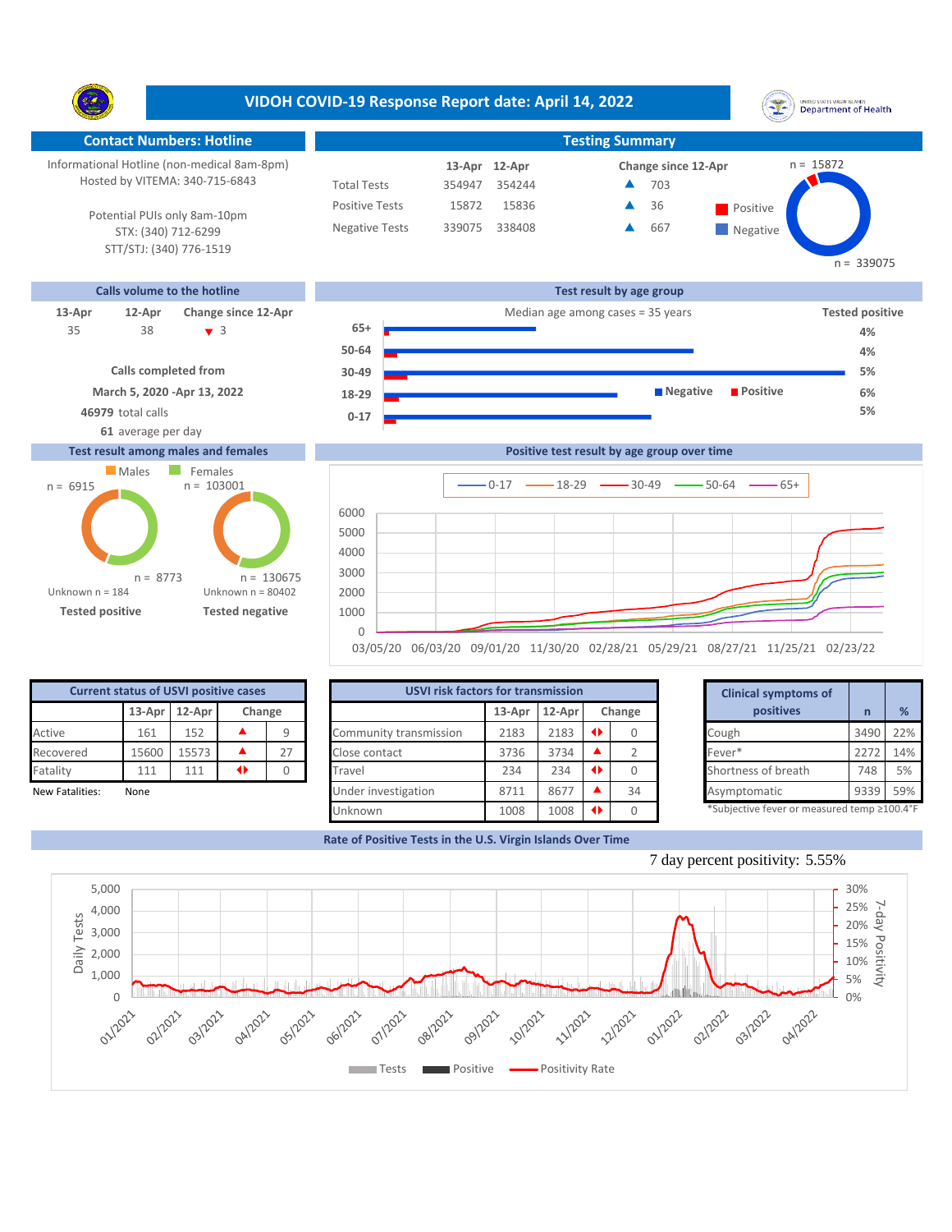# VIDOH COVID-19 Response Report date: April 14, 2022

## Contact Numbers: Hotline

Informational Hotline (non-medical 8am-8pm)
Hosted by VITEMA: 340-715-6843

Potential PUIs only 8am-10pm
STX: (340) 712-6299
STT/STJ: (340) 776-1519

## Testing Summary

| | 13-Apr | 12-Apr | Change since 12-Apr |
|---|---|---|---|
| Total Tests | 354947 | 354244 | ▲ 703 |
| Positive Tests | 15872 | 15836 | ▲ 36 |
| Negative Tests | 339075 | 338408 | ▲ 667 |

Positive n = 15872; Negative n = 339075

## Calls volume to the hotline

| 13-Apr | 12-Apr | Change since 12-Apr |
|---|---|---|
| 35 | 38 | ▼ 3 |

**Calls completed from**
**March 5, 2020 -Apr 13, 2022**
**46979** total calls
**61** average per day

## Test result by age group

Median age among cases = 35 years

| Age group | Tested positive |
|---|---|
| 65+ | 4% |
| 50-64 | 4% |
| 30-49 | 5% |
| 18-29 | 6% |
| 0-17 | 5% |

## Test result among males and females

| | Males | Females |
|---|---|---|
| Tested positive | n = 6915 | n = 8773 |
| Tested negative | n = 103001 | n = 130675 |

Tested positive: Unknown n = 184
Tested negative: Unknown n = 80402

## Positive test result by age group over time

Legend: 0-17, 18-29, 30-49, 50-64, 65+
X-axis: 03/05/20, 06/03/20, 09/01/20, 11/30/20, 02/28/21, 05/29/21, 08/27/21, 11/25/21, 02/23/22

## Current status of USVI positive cases

| | 13-Apr | 12-Apr | Change | |
|---|---|---|---|---|
| Active | 161 | 152 | ▲ | 9 |
| Recovered | 15600 | 15573 | ▲ | 27 |
| Fatality | 111 | 111 | ◆ | 0 |

New Fatalities: None

## USVI risk factors for transmission

| | 13-Apr | 12-Apr | Change | |
|---|---|---|---|---|
| Community transmission | 2183 | 2183 | ◆ | 0 |
| Close contact | 3736 | 3734 | ▲ | 2 |
| Travel | 234 | 234 | ◆ | 0 |
| Under investigation | 8711 | 8677 | ▲ | 34 |
| Unknown | 1008 | 1008 | ◆ | 0 |

## Clinical symptoms of positives

| Clinical symptoms of positives | n | % |
|---|---|---|
| Cough | 3490 | 22% |
| Fever* | 2272 | 14% |
| Shortness of breath | 748 | 5% |
| Asymptomatic | 9339 | 59% |

*Subjective fever or measured temp ≥100.4°F

## Rate of Positive Tests in the U.S. Virgin Islands Over Time

7 day percent positivity: 5.55%

Legend: Tests, Positive, Positivity Rate
Y-axis (left): Daily Tests; Y-axis (right): 7-day Positivity
X-axis: 01/2021 – 04/2022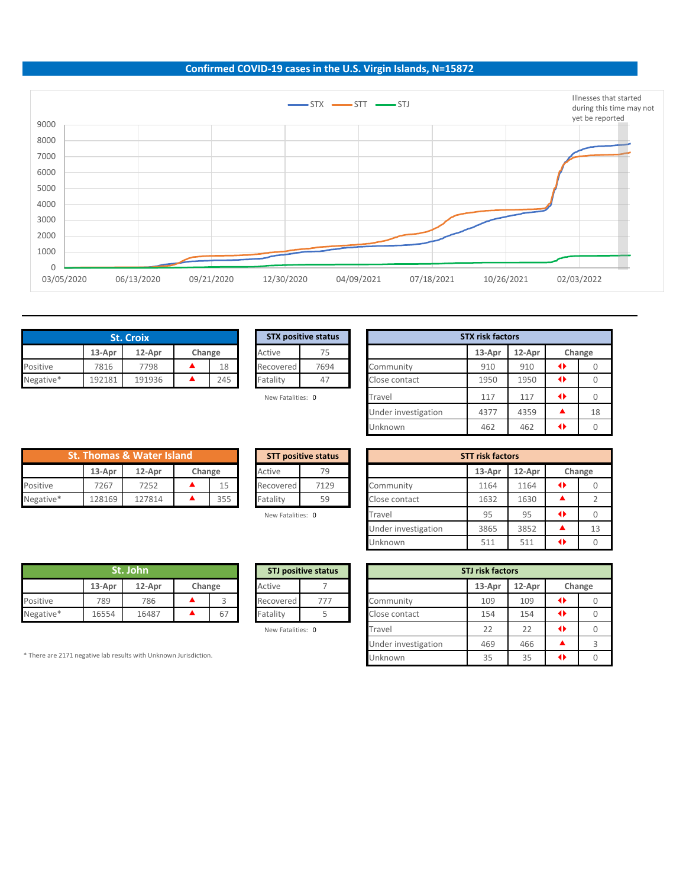## Confirmed COVID-19 cases in the U.S. Virgin Islands, N=15872

STX STT STJ

Illnesses that started during this time may not yet be reported

9000
8000
7000
6000
5000
4000
3000
2000
1000
0

03/05/2020 06/13/2020 09/21/2020 12/30/2020 04/09/2021 07/18/2021 10/26/2021 02/03/2022

| St. Croix | 13-Apr | 12-Apr | Change | |
|---|---|---|---|---|
| Positive | 7816 | 7798 | ▲ | 18 |
| Negative* | 192181 | 191936 | ▲ | 245 |

| STX positive status | |
|---|---|
| Active | 75 |
| Recovered | 7694 |
| Fatality | 47 |

New Fatalities: 0

| STX risk factors | 13-Apr | 12-Apr | Change | |
|---|---|---|---|---|
| Community | 910 | 910 | ◆ | 0 |
| Close contact | 1950 | 1950 | ◆ | 0 |
| Travel | 117 | 117 | ◆ | 0 |
| Under investigation | 4377 | 4359 | ▲ | 18 |
| Unknown | 462 | 462 | ◆ | 0 |

| St. Thomas & Water Island | 13-Apr | 12-Apr | Change | |
|---|---|---|---|---|
| Positive | 7267 | 7252 | ▲ | 15 |
| Negative* | 128169 | 127814 | ▲ | 355 |

| STT positive status | |
|---|---|
| Active | 79 |
| Recovered | 7129 |
| Fatality | 59 |

New Fatalities: 0

| STT risk factors | 13-Apr | 12-Apr | Change | |
|---|---|---|---|---|
| Community | 1164 | 1164 | ◆ | 0 |
| Close contact | 1632 | 1630 | ▲ | 2 |
| Travel | 95 | 95 | ◆ | 0 |
| Under investigation | 3865 | 3852 | ▲ | 13 |
| Unknown | 511 | 511 | ◆ | 0 |

| St. John | 13-Apr | 12-Apr | Change | |
|---|---|---|---|---|
| Positive | 789 | 786 | ▲ | 3 |
| Negative* | 16554 | 16487 | ▲ | 67 |

| STJ positive status | |
|---|---|
| Active | 7 |
| Recovered | 777 |
| Fatality | 5 |

New Fatalities: 0

| STJ risk factors | 13-Apr | 12-Apr | Change | |
|---|---|---|---|---|
| Community | 109 | 109 | ◆ | 0 |
| Close contact | 154 | 154 | ◆ | 0 |
| Travel | 22 | 22 | ◆ | 0 |
| Under investigation | 469 | 466 | ▲ | 3 |
| Unknown | 35 | 35 | ◆ | 0 |

* There are 2171 negative lab results with Unknown Jurisdiction.